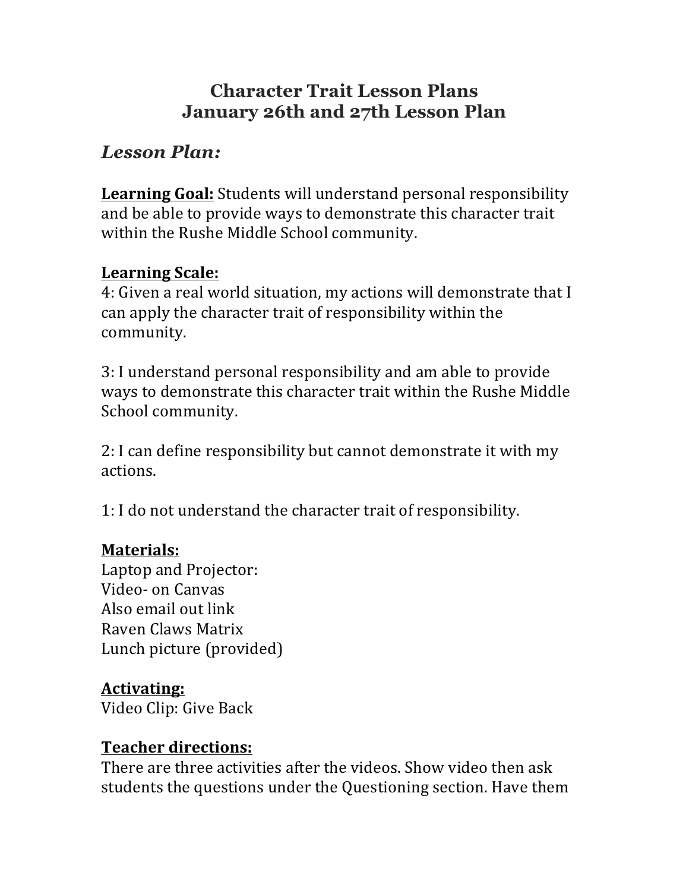# Character Trait Lesson Plans
# January 26th and 27th Lesson Plan

## *Lesson Plan:*

**Learning Goal:** Students will understand personal responsibility and be able to provide ways to demonstrate this character trait within the Rushe Middle School community.

**Learning Scale:**

4: Given a real world situation, my actions will demonstrate that I can apply the character trait of responsibility within the community.

3: I understand personal responsibility and am able to provide ways to demonstrate this character trait within the Rushe Middle School community.

2: I can define responsibility but cannot demonstrate it with my actions.

1: I do not understand the character trait of responsibility.

**Materials:**

Laptop and Projector:
Video- on Canvas
Also email out link
Raven Claws Matrix
Lunch picture (provided)

**Activating:**

Video Clip: Give Back

**Teacher directions:**

There are three activities after the videos. Show video then ask students the questions under the Questioning section. Have them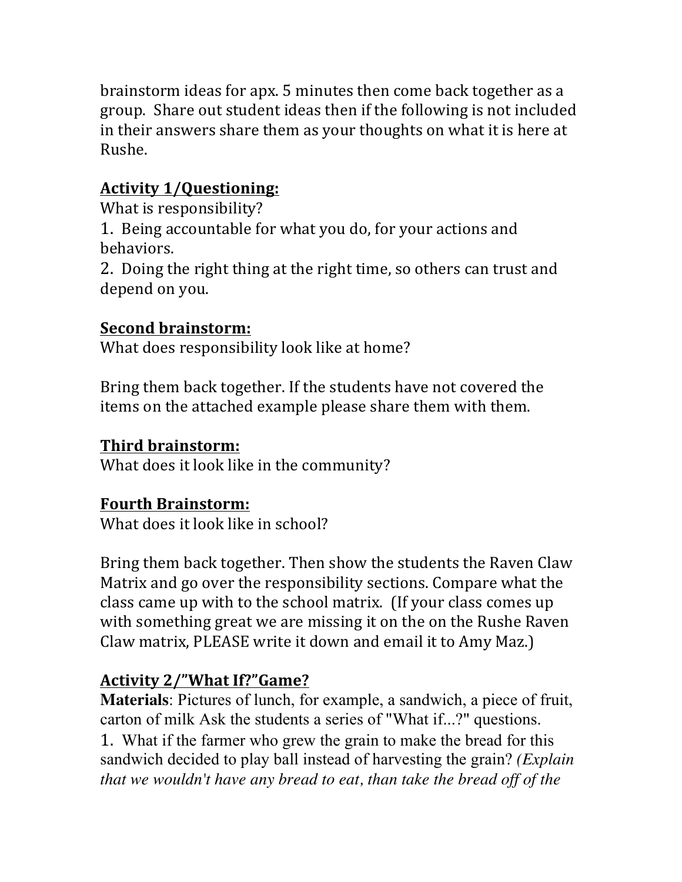brainstorm ideas for apx. 5 minutes then come back together as a group. Share out student ideas then if the following is not included in their answers share them as your thoughts on what it is here at Rushe.

**Activity 1/Questioning:**

What is responsibility?

1. Being accountable for what you do, for your actions and behaviors.
2. Doing the right thing at the right time, so others can trust and depend on you.

**Second brainstorm:**

What does responsibility look like at home?

Bring them back together. If the students have not covered the items on the attached example please share them with them.

**Third brainstorm:**

What does it look like in the community?

**Fourth Brainstorm:**

What does it look like in school?

Bring them back together. Then show the students the Raven Claw Matrix and go over the responsibility sections. Compare what the class came up with to the school matrix. (If your class comes up with something great we are missing it on the on the Rushe Raven Claw matrix, PLEASE write it down and email it to Amy Maz.)

**Activity 2/"What If?"Game?**

**Materials**: Pictures of lunch, for example, a sandwich, a piece of fruit, carton of milk Ask the students a series of "What if...?" questions.

1. What if the farmer who grew the grain to make the bread for this sandwich decided to play ball instead of harvesting the grain? *(Explain that we wouldn't have any bread to eat, than take the bread off of the*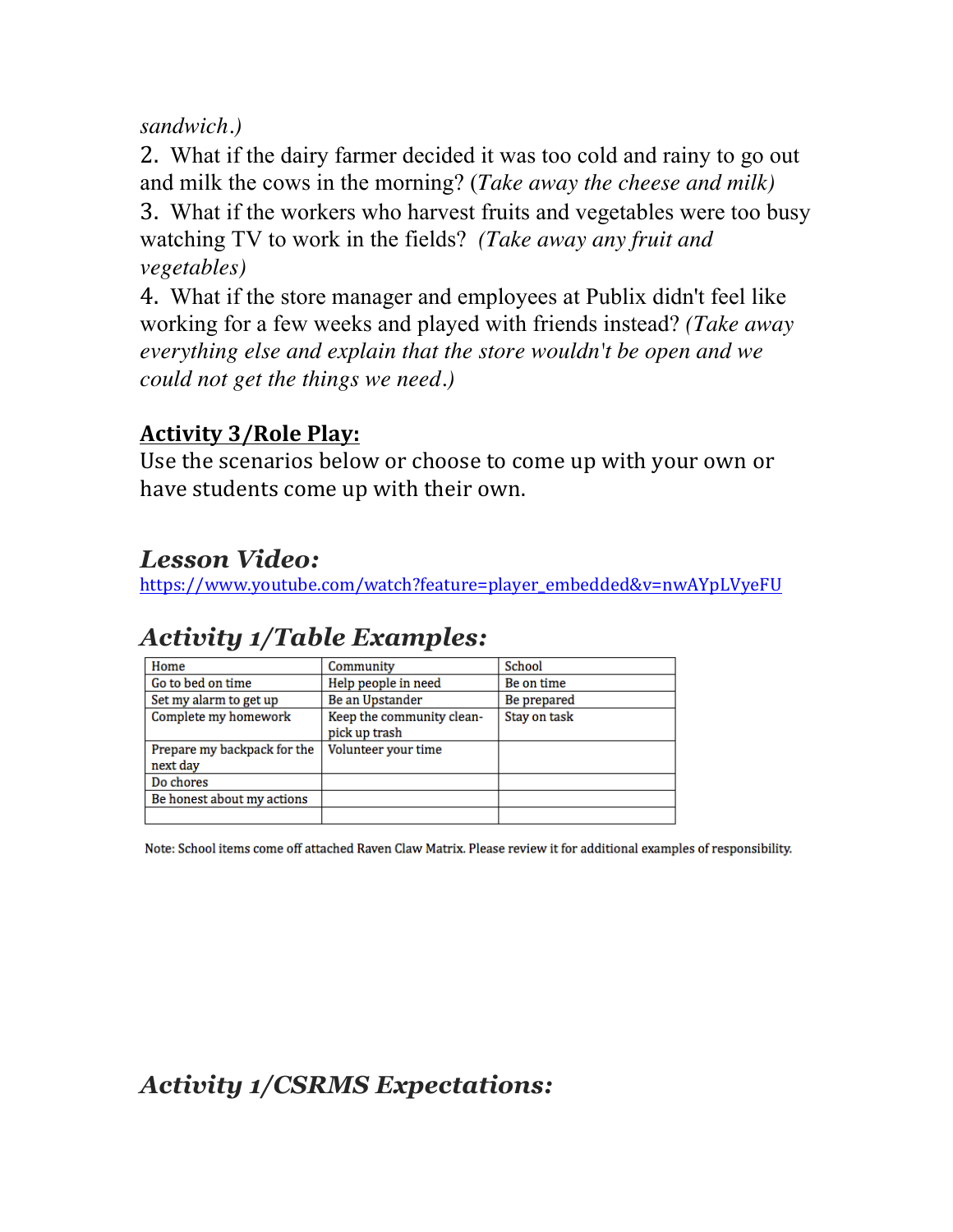*sandwich.)*

2. What if the dairy farmer decided it was too cold and rainy to go out and milk the cows in the morning? (*Take away the cheese and milk)*

3. What if the workers who harvest fruits and vegetables were too busy watching TV to work in the fields? *(Take away any fruit and vegetables)*

4. What if the store manager and employees at Publix didn't feel like working for a few weeks and played with friends instead? *(Take away everything else and explain that the store wouldn't be open and we could not get the things we need.)*

**Activity 3/Role Play:**

Use the scenarios below or choose to come up with your own or have students come up with their own.

## *Lesson Video:*

https://www.youtube.com/watch?feature=player_embedded&v=nwAYpLVyeFU

## *Activity 1/Table Examples:*

| Home | Community | School |
|---|---|---|
| Go to bed on time | Help people in need | Be on time |
| Set my alarm to get up | Be an Upstander | Be prepared |
| Complete my homework | Keep the community clean-pick up trash | Stay on task |
| Prepare my backpack for the next day | Volunteer your time | |
| Do chores | | |
| Be honest about my actions | | |
| | | |

Note: School items come off attached Raven Claw Matrix. Please review it for additional examples of responsibility.

## *Activity 1/CSRMS Expectations:*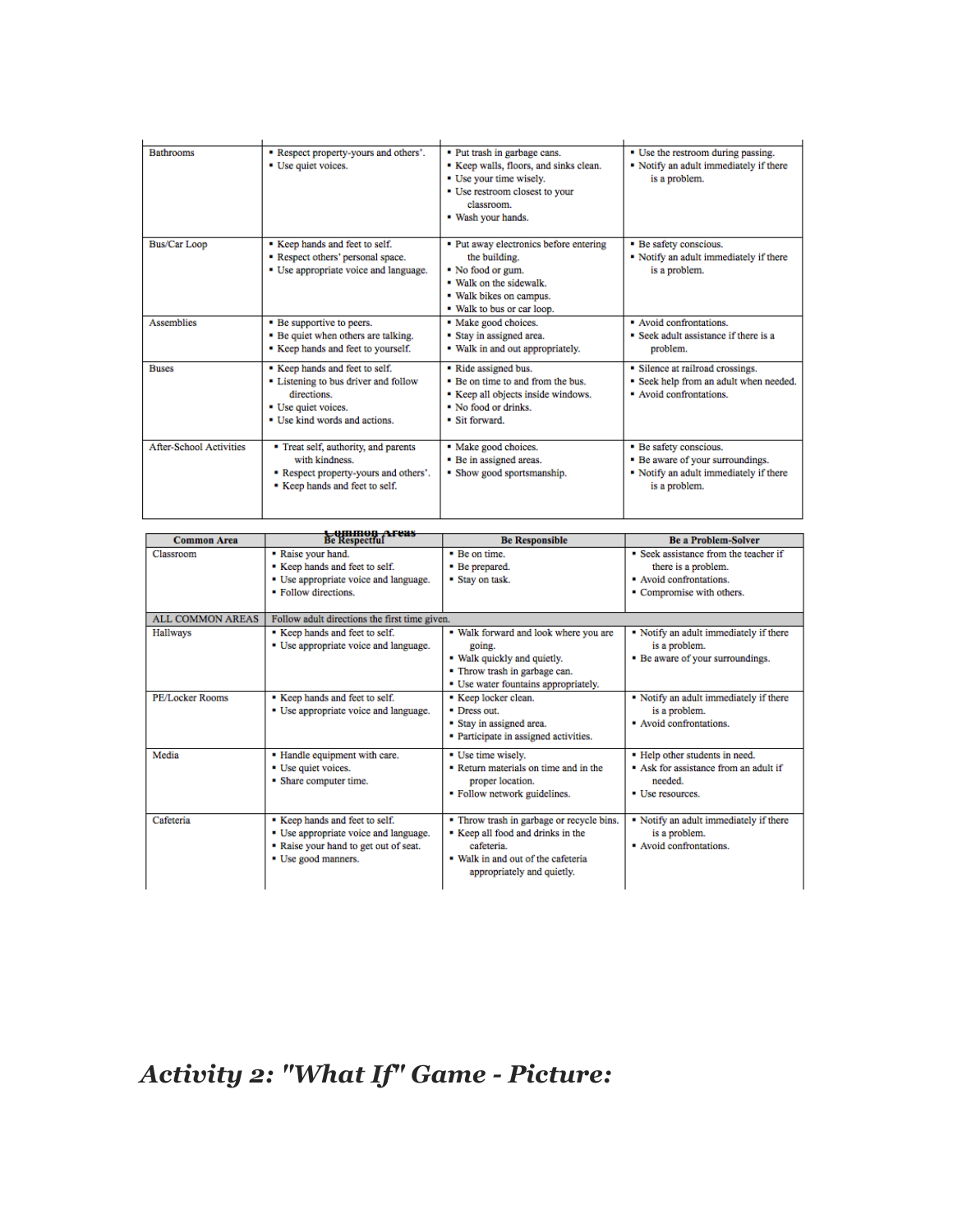| | | | |
|---|---|---|---|
| Bathrooms | ▪ Respect property-yours and others'.<br>▪ Use quiet voices. | ▪ Put trash in garbage cans.<br>▪ Keep walls, floors, and sinks clean.<br>▪ Use your time wisely.<br>▪ Use restroom closest to your classroom.<br>▪ Wash your hands. | ▪ Use the restroom during passing.<br>▪ Notify an adult immediately if there is a problem. |
| Bus/Car Loop | ▪ Keep hands and feet to self.<br>▪ Respect others' personal space.<br>▪ Use appropriate voice and language. | ▪ Put away electronics before entering the building.<br>▪ No food or gum.<br>▪ Walk on the sidewalk.<br>▪ Walk bikes on campus.<br>▪ Walk to bus or car loop. | ▪ Be safety conscious.<br>▪ Notify an adult immediately if there is a problem. |
| Assemblies | ▪ Be supportive to peers.<br>▪ Be quiet when others are talking.<br>▪ Keep hands and feet to yourself. | ▪ Make good choices.<br>▪ Stay in assigned area.<br>▪ Walk in and out appropriately. | ▪ Avoid confrontations.<br>▪ Seek adult assistance if there is a problem. |
| Buses | ▪ Keep hands and feet to self.<br>▪ Listening to bus driver and follow directions.<br>▪ Use quiet voices.<br>▪ Use kind words and actions. | ▪ Ride assigned bus.<br>▪ Be on time to and from the bus.<br>▪ Keep all objects inside windows.<br>▪ No food or drinks.<br>▪ Sit forward. | ▪ Silence at railroad crossings.<br>▪ Seek help from an adult when needed.<br>▪ Avoid confrontations. |
| After-School Activities | ▪ Treat self, authority, and parents with kindness.<br>▪ Respect property-yours and others'.<br>▪ Keep hands and feet to self. | ▪ Make good choices.<br>▪ Be in assigned areas.<br>▪ Show good sportsmanship. | ▪ Be safety conscious.<br>▪ Be aware of your surroundings.<br>▪ Notify an adult immediately if there is a problem. |

**Common Areas**

| Common Area | Be Respectful | Be Responsible | Be a Problem-Solver |
|---|---|---|---|
| Classroom | ▪ Raise your hand.<br>▪ Keep hands and feet to self.<br>▪ Use appropriate voice and language.<br>▪ Follow directions. | ▪ Be on time.<br>▪ Be prepared.<br>▪ Stay on task. | ▪ Seek assistance from the teacher if there is a problem.<br>▪ Avoid confrontations.<br>▪ Compromise with others. |
| ALL COMMON AREAS | Follow adult directions the first time given. | | |
| Hallways | ▪ Keep hands and feet to self.<br>▪ Use appropriate voice and language. | ▪ Walk forward and look where you are going.<br>▪ Walk quickly and quietly.<br>▪ Throw trash in garbage can.<br>▪ Use water fountains appropriately. | ▪ Notify an adult immediately if there is a problem.<br>▪ Be aware of your surroundings. |
| PE/Locker Rooms | ▪ Keep hands and feet to self.<br>▪ Use appropriate voice and language. | ▪ Keep locker clean.<br>▪ Dress out.<br>▪ Stay in assigned area.<br>▪ Participate in assigned activities. | ▪ Notify an adult immediately if there is a problem.<br>▪ Avoid confrontations. |
| Media | ▪ Handle equipment with care.<br>▪ Use quiet voices.<br>▪ Share computer time. | ▪ Use time wisely.<br>▪ Return materials on time and in the proper location.<br>▪ Follow network guidelines. | ▪ Help other students in need.<br>▪ Ask for assistance from an adult if needed.<br>▪ Use resources. |
| Cafeteria | ▪ Keep hands and feet to self.<br>▪ Use appropriate voice and language.<br>▪ Raise your hand to get out of seat.<br>▪ Use good manners. | ▪ Throw trash in garbage or recycle bins.<br>▪ Keep all food and drinks in the cafeteria.<br>▪ Walk in and out of the cafeteria appropriately and quietly. | ▪ Notify an adult immediately if there is a problem.<br>▪ Avoid confrontations. |

## *Activity 2: "What If" Game - Picture:*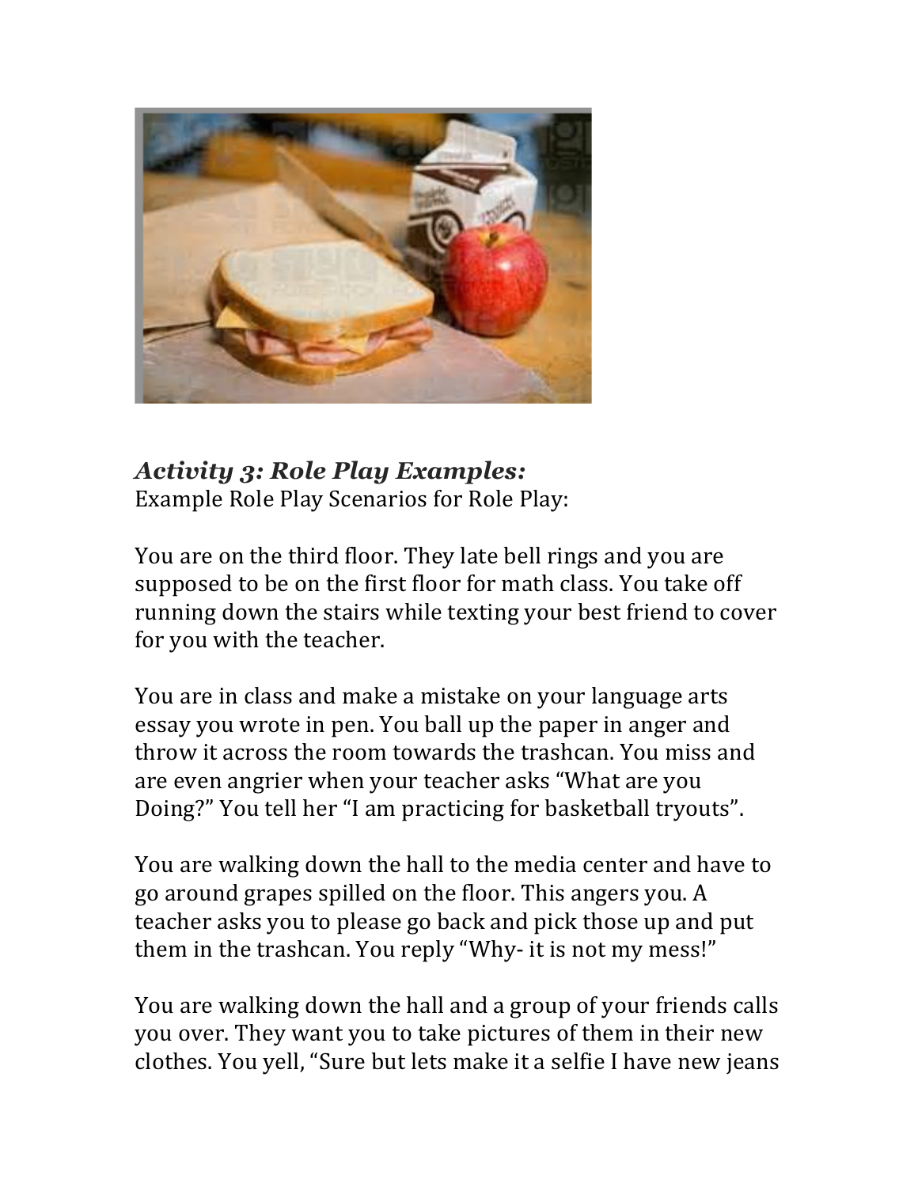*__Activity 3: Role Play Examples:__*
Example Role Play Scenarios for Role Play:

You are on the third floor. They late bell rings and you are supposed to be on the first floor for math class. You take off running down the stairs while texting your best friend to cover for you with the teacher.

You are in class and make a mistake on your language arts essay you wrote in pen. You ball up the paper in anger and throw it across the room towards the trashcan. You miss and are even angrier when your teacher asks "What are you Doing?" You tell her "I am practicing for basketball tryouts".

You are walking down the hall to the media center and have to go around grapes spilled on the floor. This angers you. A teacher asks you to please go back and pick those up and put them in the trashcan. You reply "Why- it is not my mess!"

You are walking down the hall and a group of your friends calls you over. They want you to take pictures of them in their new clothes. You yell, "Sure but lets make it a selfie I have new jeans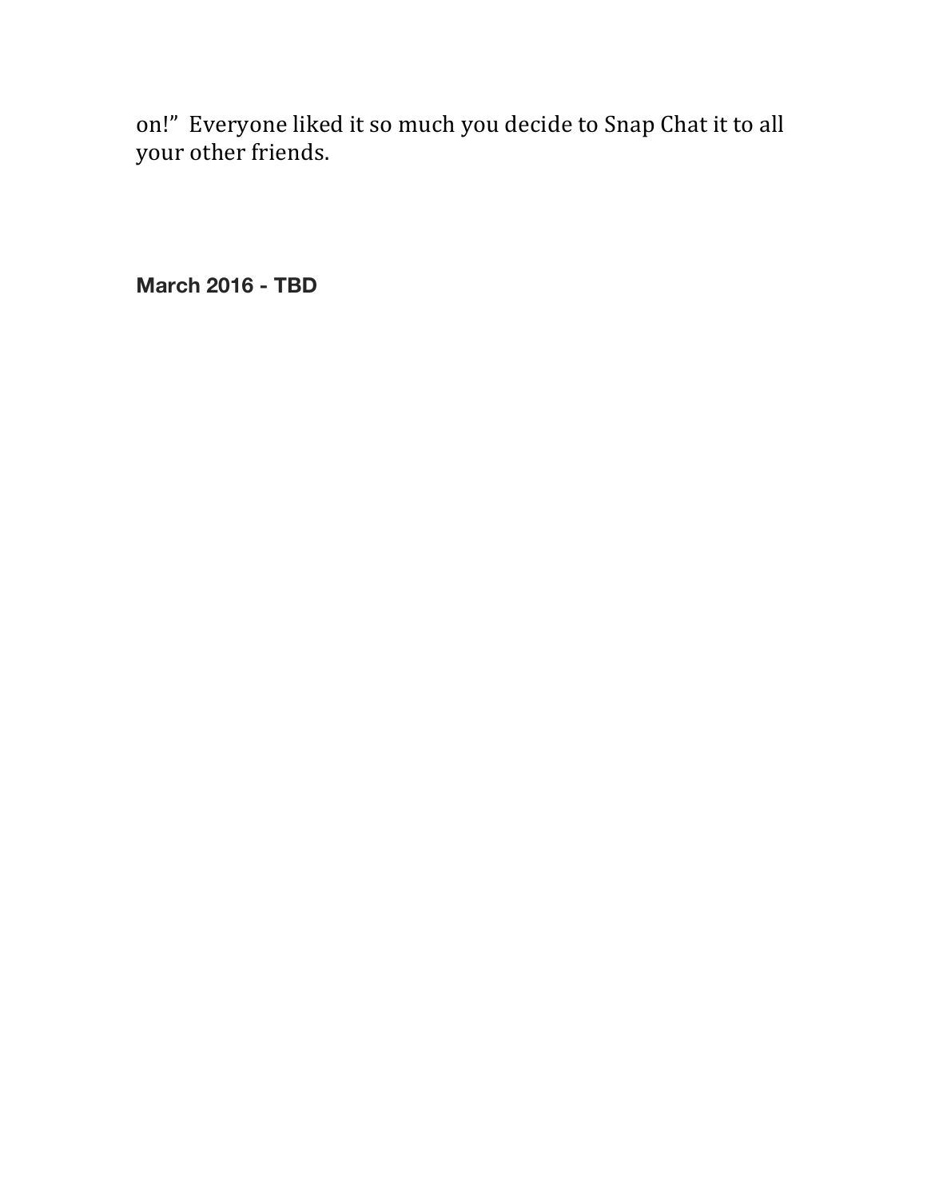on!" Everyone liked it so much you decide to Snap Chat it to all your other friends.

**March 2016 - TBD**